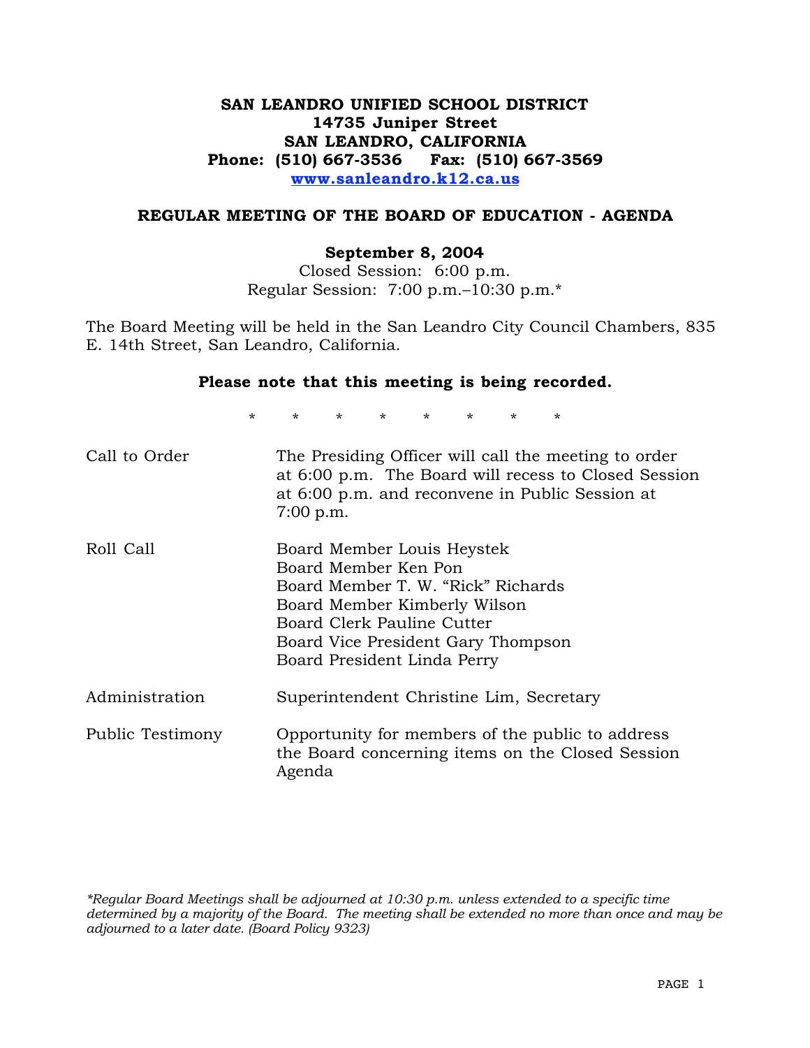**SAN LEANDRO UNIFIED SCHOOL DISTRICT**
**14735 Juniper Street**
**SAN LEANDRO, CALIFORNIA**
**Phone: (510) 667-3536 Fax: (510) 667-3569**
**www.sanleandro.k12.ca.us**

## REGULAR MEETING OF THE BOARD OF EDUCATION - AGENDA

**September 8, 2004**
Closed Session: 6:00 p.m.
Regular Session: 7:00 p.m.–10:30 p.m.*

The Board Meeting will be held in the San Leandro City Council Chambers, 835 E. 14th Street, San Leandro, California.

**Please note that this meeting is being recorded.**

\* \* \* \* \* \* \* \*

| | |
|---|---|
| Call to Order | The Presiding Officer will call the meeting to order at 6:00 p.m. The Board will recess to Closed Session at 6:00 p.m. and reconvene in Public Session at 7:00 p.m. |
| Roll Call | Board Member Louis Heystek<br>Board Member Ken Pon<br>Board Member T. W. "Rick" Richards<br>Board Member Kimberly Wilson<br>Board Clerk Pauline Cutter<br>Board Vice President Gary Thompson<br>Board President Linda Perry |
| Administration | Superintendent Christine Lim, Secretary |
| Public Testimony | Opportunity for members of the public to address the Board concerning items on the Closed Session Agenda |

*\*Regular Board Meetings shall be adjourned at 10:30 p.m. unless extended to a specific time determined by a majority of the Board. The meeting shall be extended no more than once and may be adjourned to a later date. (Board Policy 9323)*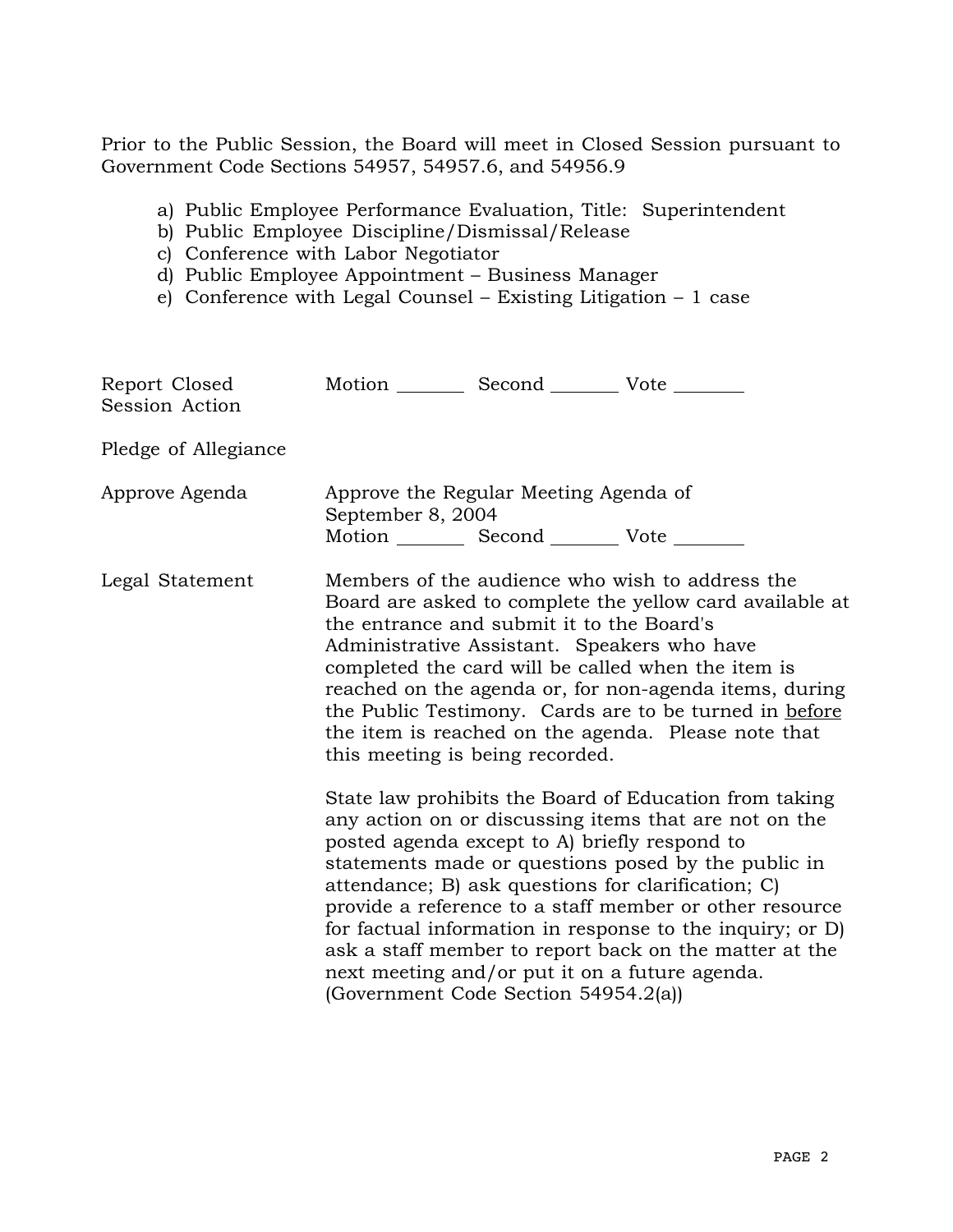Prior to the Public Session, the Board will meet in Closed Session pursuant to Government Code Sections 54957, 54957.6, and 54956.9

a) Public Employee Performance Evaluation, Title: Superintendent
b) Public Employee Discipline/Dismissal/Release
c) Conference with Labor Negotiator
d) Public Employee Appointment – Business Manager
e) Conference with Legal Counsel – Existing Litigation – 1 case

| | |
|---|---|
| Report Closed Session Action | Motion _______ Second _______ Vote _______ |
| Pledge of Allegiance | |
| Approve Agenda | Approve the Regular Meeting Agenda of September 8, 2004<br>Motion _______ Second _______ Vote _______ |
| Legal Statement | Members of the audience who wish to address the Board are asked to complete the yellow card available at the entrance and submit it to the Board's Administrative Assistant. Speakers who have completed the card will be called when the item is reached on the agenda or, for non-agenda items, during the Public Testimony. Cards are to be turned in <u>before</u> the item is reached on the agenda. Please note that this meeting is being recorded.<br><br>State law prohibits the Board of Education from taking any action on or discussing items that are not on the posted agenda except to A) briefly respond to statements made or questions posed by the public in attendance; B) ask questions for clarification; C) provide a reference to a staff member or other resource for factual information in response to the inquiry; or D) ask a staff member to report back on the matter at the next meeting and/or put it on a future agenda. (Government Code Section 54954.2(a)) |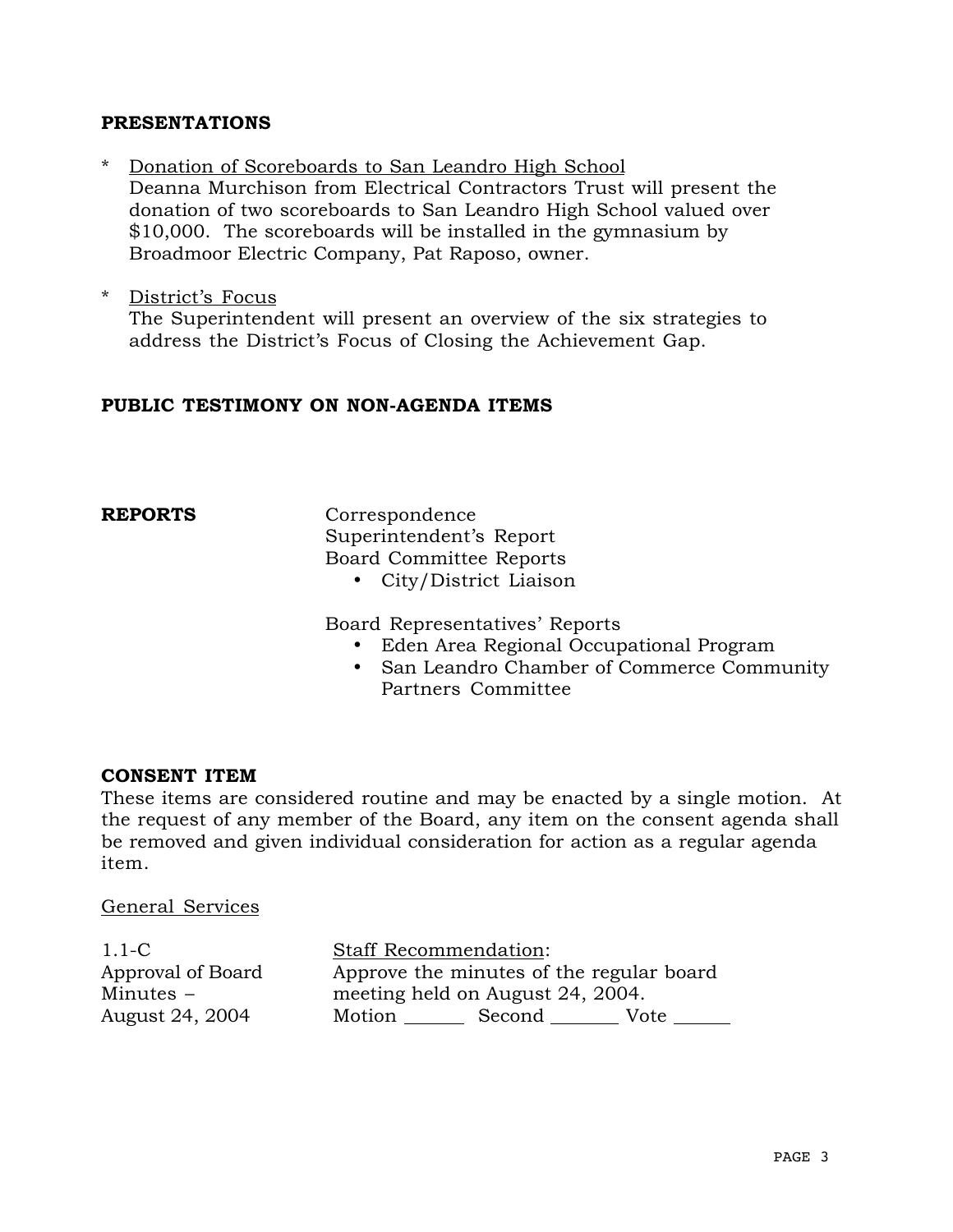**PRESENTATIONS**

* Donation of Scoreboards to San Leandro High School
  Deanna Murchison from Electrical Contractors Trust will present the donation of two scoreboards to San Leandro High School valued over $10,000. The scoreboards will be installed in the gymnasium by Broadmoor Electric Company, Pat Raposo, owner.

* District's Focus
  The Superintendent will present an overview of the six strategies to address the District's Focus of Closing the Achievement Gap.

**PUBLIC TESTIMONY ON NON-AGENDA ITEMS**

**REPORTS**

Correspondence
Superintendent's Report
Board Committee Reports
- City/District Liaison

Board Representatives' Reports
- Eden Area Regional Occupational Program
- San Leandro Chamber of Commerce Community Partners Committee

**CONSENT ITEM**

These items are considered routine and may be enacted by a single motion. At the request of any member of the Board, any item on the consent agenda shall be removed and given individual consideration for action as a regular agenda item.

General Services

1.1-C
Approval of Board Minutes – August 24, 2004

Staff Recommendation:
Approve the minutes of the regular board meeting held on August 24, 2004.

Motion ______ Second ______ Vote ______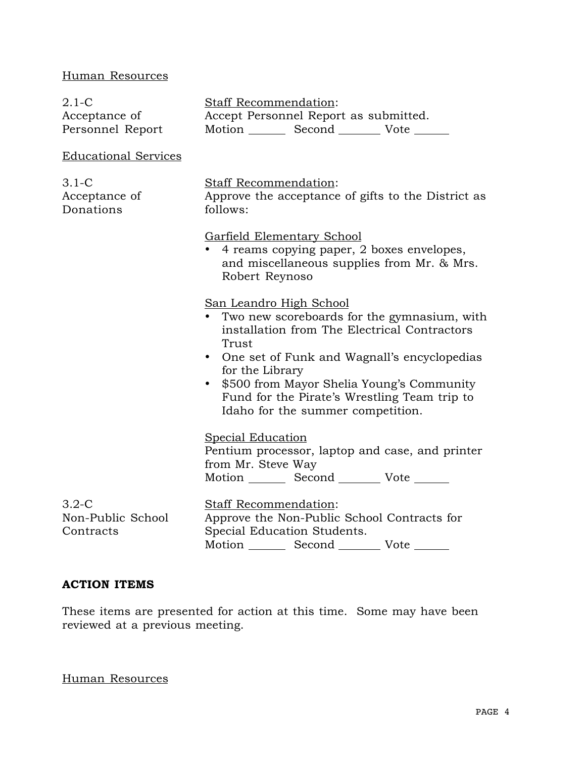Human Resources

2.1-C
Acceptance of Personnel Report

Staff Recommendation:
Accept Personnel Report as submitted.
Motion ______ Second _______ Vote ______

Educational Services

3.1-C
Acceptance of Donations

Staff Recommendation:
Approve the acceptance of gifts to the District as follows:

Garfield Elementary School

- 4 reams copying paper, 2 boxes envelopes, and miscellaneous supplies from Mr. & Mrs. Robert Reynoso

San Leandro High School

- Two new scoreboards for the gymnasium, with installation from The Electrical Contractors Trust
- One set of Funk and Wagnall's encyclopedias for the Library
- $500 from Mayor Shelia Young's Community Fund for the Pirate's Wrestling Team trip to Idaho for the summer competition.

Special Education
Pentium processor, laptop and case, and printer from Mr. Steve Way
Motion ______ Second _______ Vote ______

3.2-C
Non-Public School Contracts

Staff Recommendation:
Approve the Non-Public School Contracts for Special Education Students.
Motion ______ Second _______ Vote ______

**ACTION ITEMS**

These items are presented for action at this time. Some may have been reviewed at a previous meeting.

Human Resources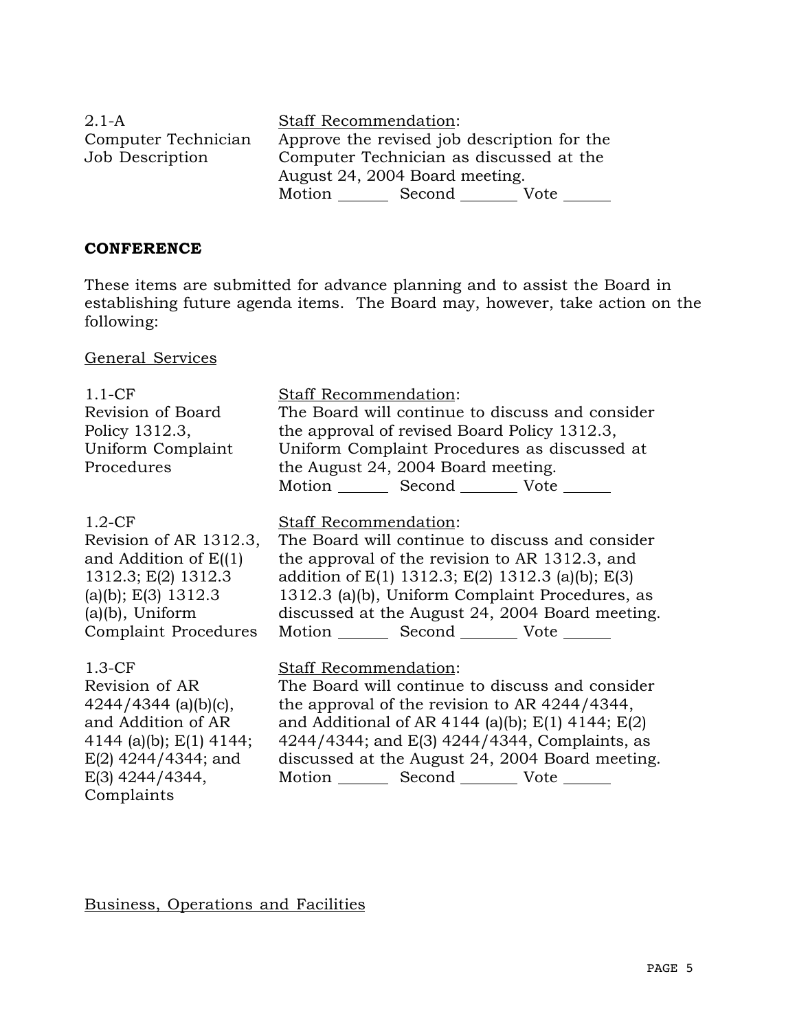| | |
|---|---|
| 2.1-A<br>Computer Technician<br>Job Description | Staff Recommendation:<br>Approve the revised job description for the Computer Technician as discussed at the August 24, 2004 Board meeting.<br>Motion ______ Second _______ Vote ______ |

**CONFERENCE**

These items are submitted for advance planning and to assist the Board in establishing future agenda items. The Board may, however, take action on the following:

General Services

| | |
|---|---|
| 1.1-CF<br>Revision of Board Policy 1312.3, Uniform Complaint Procedures | Staff Recommendation:<br>The Board will continue to discuss and consider the approval of revised Board Policy 1312.3, Uniform Complaint Procedures as discussed at the August 24, 2004 Board meeting.<br>Motion ______ Second _______ Vote ______ |
| 1.2-CF<br>Revision of AR 1312.3, and Addition of E((1) 1312.3; E(2) 1312.3 (a)(b); E(3) 1312.3 (a)(b), Uniform Complaint Procedures | Staff Recommendation:<br>The Board will continue to discuss and consider the approval of the revision to AR 1312.3, and addition of E(1) 1312.3; E(2) 1312.3 (a)(b); E(3) 1312.3 (a)(b), Uniform Complaint Procedures, as discussed at the August 24, 2004 Board meeting.<br>Motion ______ Second _______ Vote ______ |
| 1.3-CF<br>Revision of AR 4244/4344 (a)(b)(c), and Addition of AR 4144 (a)(b); E(1) 4144; E(2) 4244/4344; and E(3) 4244/4344, Complaints | Staff Recommendation:<br>The Board will continue to discuss and consider the approval of the revision to AR 4244/4344, and Additional of AR 4144 (a)(b); E(1) 4144; E(2) 4244/4344; and E(3) 4244/4344, Complaints, as discussed at the August 24, 2004 Board meeting.<br>Motion ______ Second _______ Vote ______ |

Business, Operations and Facilities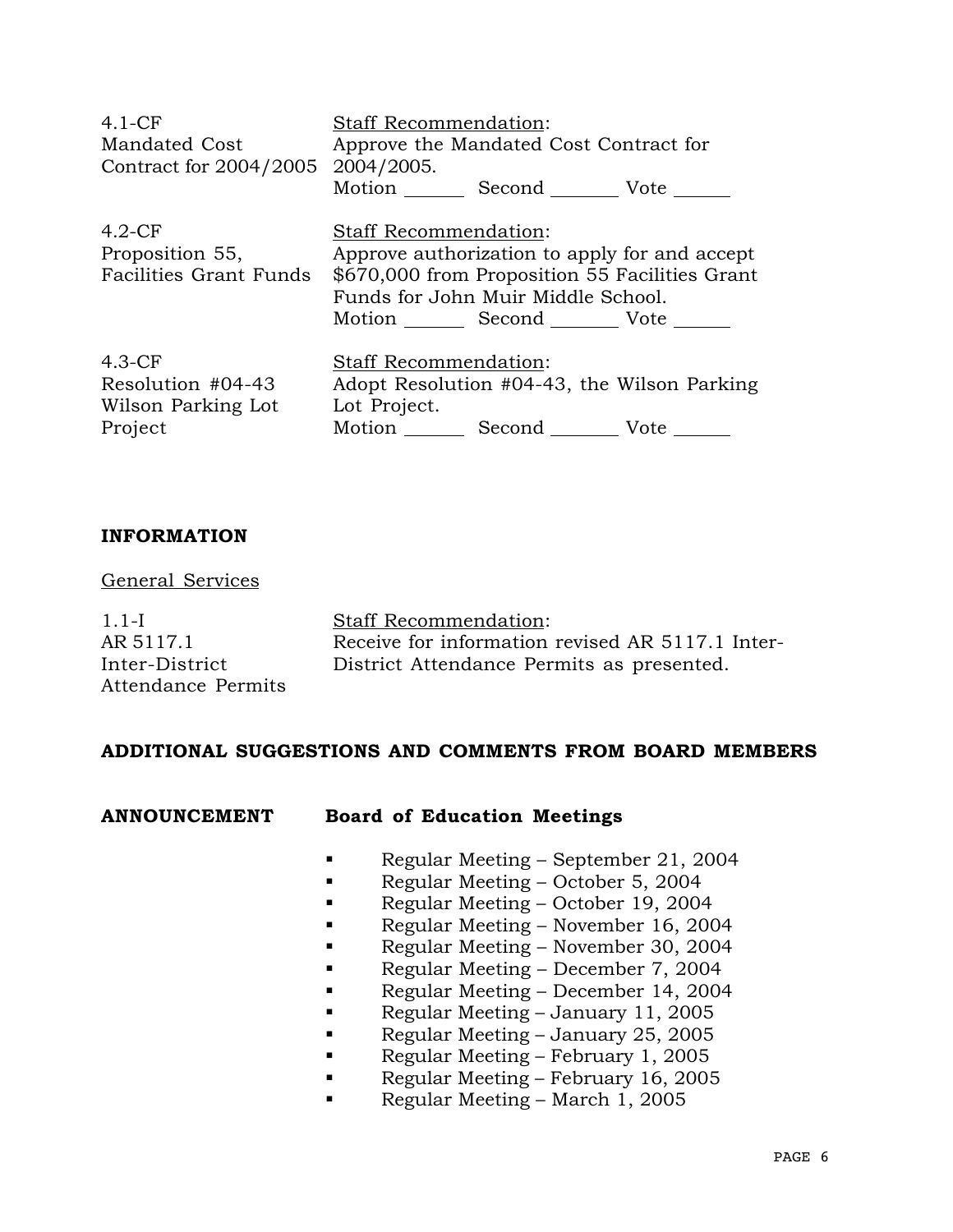| | |
|---|---|
| 4.1-CF<br>Mandated Cost<br>Contract for 2004/2005 | Staff Recommendation:<br>Approve the Mandated Cost Contract for 2004/2005.<br>Motion ______ Second _______ Vote ______ |
| 4.2-CF<br>Proposition 55,<br>Facilities Grant Funds | Staff Recommendation:<br>Approve authorization to apply for and accept $670,000 from Proposition 55 Facilities Grant Funds for John Muir Middle School.<br>Motion ______ Second _______ Vote ______ |
| 4.3-CF<br>Resolution #04-43<br>Wilson Parking Lot<br>Project | Staff Recommendation:<br>Adopt Resolution #04-43, the Wilson Parking Lot Project.<br>Motion ______ Second _______ Vote ______ |

**INFORMATION**

General Services

| | |
|---|---|
| 1.1-I<br>AR 5117.1<br>Inter-District<br>Attendance Permits | Staff Recommendation:<br>Receive for information revised AR 5117.1 Inter-District Attendance Permits as presented. |

**ADDITIONAL SUGGESTIONS AND COMMENTS FROM BOARD MEMBERS**

**ANNOUNCEMENT** **Board of Education Meetings**

- Regular Meeting – September 21, 2004
- Regular Meeting – October 5, 2004
- Regular Meeting – October 19, 2004
- Regular Meeting – November 16, 2004
- Regular Meeting – November 30, 2004
- Regular Meeting – December 7, 2004
- Regular Meeting – December 14, 2004
- Regular Meeting – January 11, 2005
- Regular Meeting – January 25, 2005
- Regular Meeting – February 1, 2005
- Regular Meeting – February 16, 2005
- Regular Meeting – March 1, 2005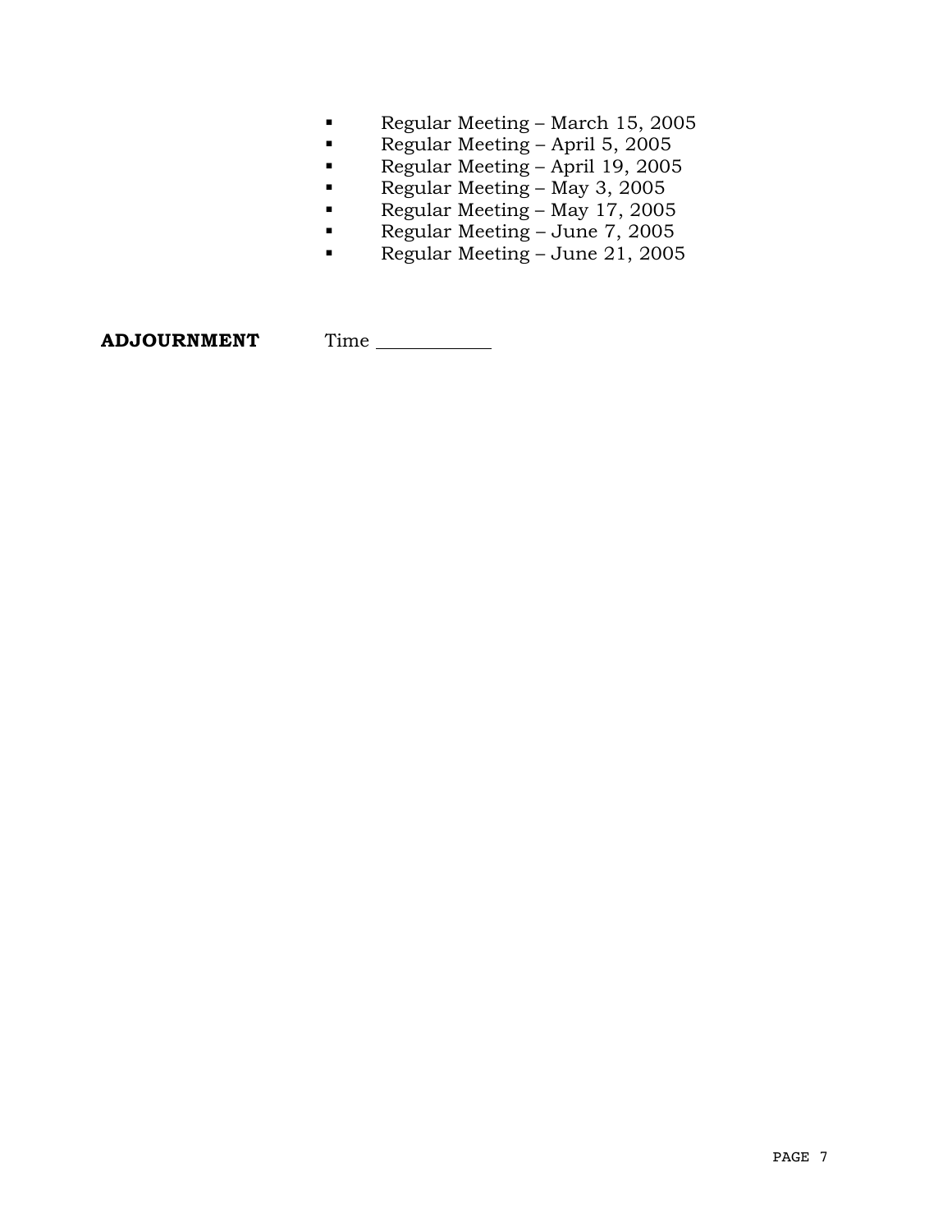- Regular Meeting – March 15, 2005
- Regular Meeting – April 5, 2005
- Regular Meeting – April 19, 2005
- Regular Meeting – May 3, 2005
- Regular Meeting – May 17, 2005
- Regular Meeting – June 7, 2005
- Regular Meeting – June 21, 2005

**ADJOURNMENT** Time ___________